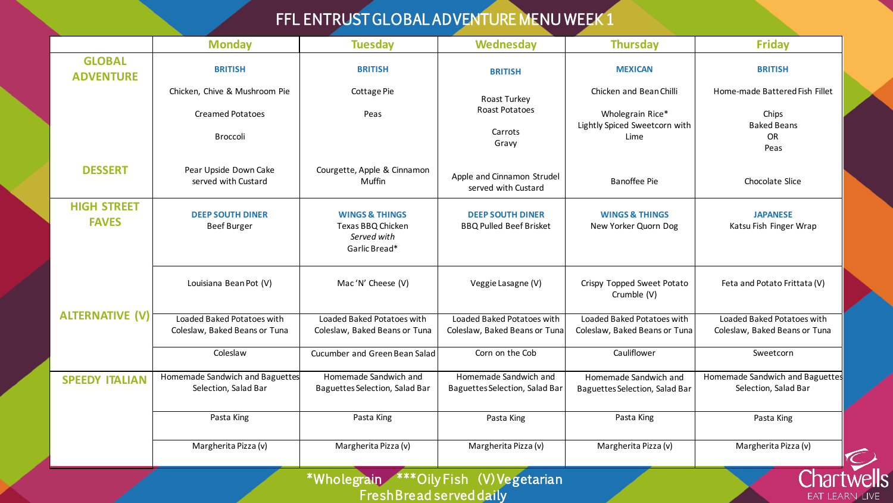# FFL ENTRUST GLOBAL ADVENTURE MENU WEEK 1

| | Monday | Tuesday | Wednesday | Thursday | Friday |
|---|---|---|---|---|---|
| **GLOBAL ADVENTURE** | **BRITISH**<br>Chicken, Chive & Mushroom Pie<br>Creamed Potatoes<br>Broccoli | **BRITISH**<br>Cottage Pie<br>Peas | **BRITISH**<br>Roast Turkey<br>Roast Potatoes<br>Carrots<br>Gravy | **MEXICAN**<br>Chicken and Bean Chilli<br>Wholegrain Rice*<br>Lightly Spiced Sweetcorn with Lime | **BRITISH**<br>Home-made Battered Fish Fillet<br>Chips<br>Baked Beans<br>OR<br>Peas |
| **DESSERT** | Pear Upside Down Cake served with Custard | Courgette, Apple & Cinnamon Muffin | Apple and Cinnamon Strudel served with Custard | Banoffee Pie | Chocolate Slice |
| **HIGH STREET FAVES** | **DEEP SOUTH DINER**<br>Beef Burger | **WINGS & THINGS**<br>Texas BBQ Chicken<br>*Served with*<br>Garlic Bread* | **DEEP SOUTH DINER**<br>BBQ Pulled Beef Brisket | **WINGS & THINGS**<br>New Yorker Quorn Dog | **JAPANESE**<br>Katsu Fish Finger Wrap |
| **ALTERNATIVE (V)** | Louisiana Bean Pot (V) | Mac 'N' Cheese (V) | Veggie Lasagne (V) | Crispy Topped Sweet Potato Crumble (V) | Feta and Potato Frittata (V) |
| | Loaded Baked Potatoes with Coleslaw, Baked Beans or Tuna | Loaded Baked Potatoes with Coleslaw, Baked Beans or Tuna | Loaded Baked Potatoes with Coleslaw, Baked Beans or Tuna | Loaded Baked Potatoes with Coleslaw, Baked Beans or Tuna | Loaded Baked Potatoes with Coleslaw, Baked Beans or Tuna |
| | Coleslaw | Cucumber and Green Bean Salad | Corn on the Cob | Cauliflower | Sweetcorn |
| **SPEEDY ITALIAN** | Homemade Sandwich and Baguettes Selection, Salad Bar | Homemade Sandwich and Baguettes Selection, Salad Bar | Homemade Sandwich and Baguettes Selection, Salad Bar | Homemade Sandwich and Baguettes Selection, Salad Bar | Homemade Sandwich and Baguettes Selection, Salad Bar |
| | Pasta King | Pasta King | Pasta King | Pasta King | Pasta King |
| | Margherita Pizza (v) | Margherita Pizza (v) | Margherita Pizza (v) | Margherita Pizza (v) | Margherita Pizza (v) |

*Wholegrain ***Oily Fish (V) Vegetarian
Fresh Bread served daily

Chartwells
EAT LEARN LIVE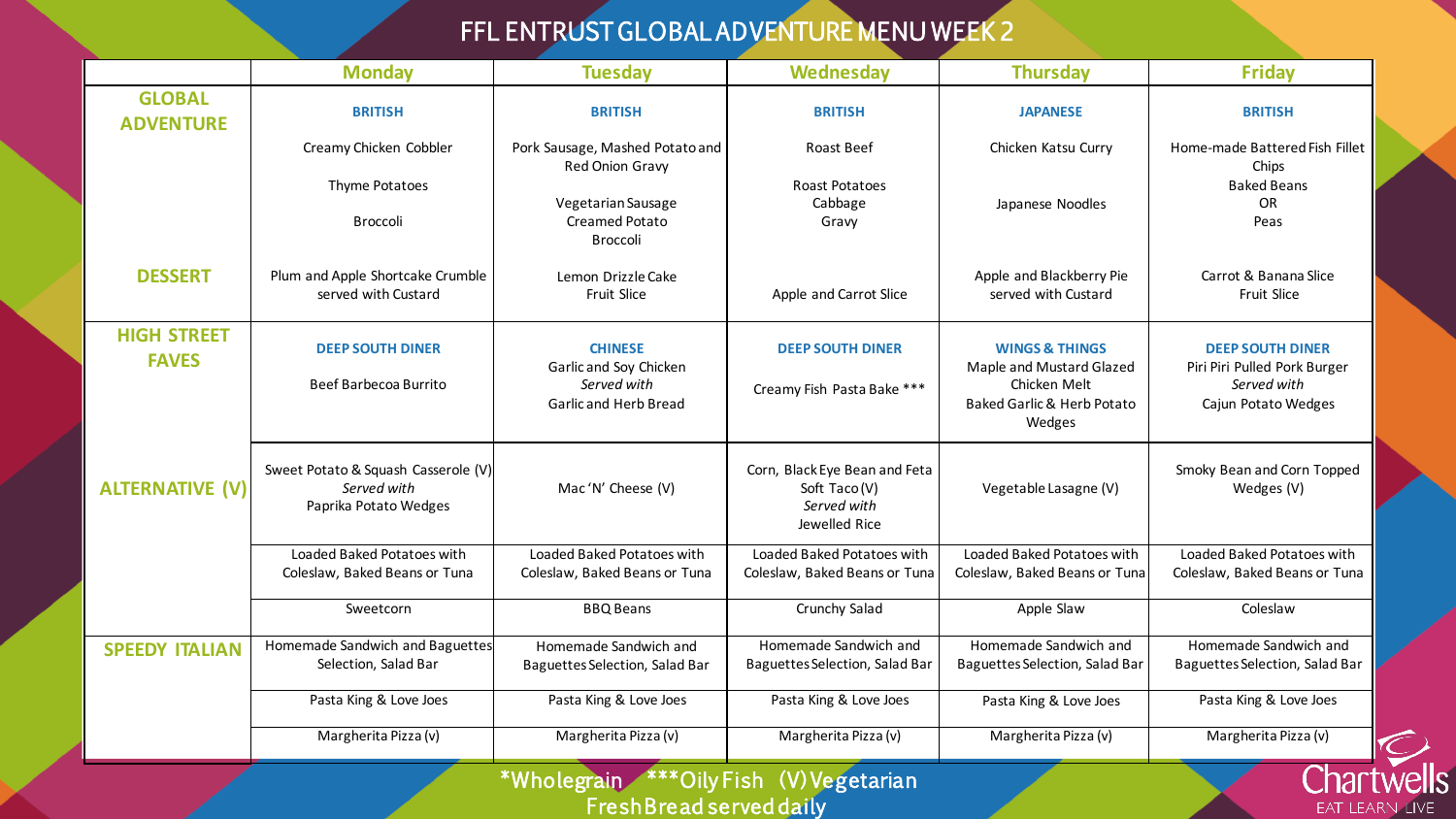# FFL ENTRUST GLOBAL ADVENTURE MENU WEEK 2

| | Monday | Tuesday | Wednesday | Thursday | Friday |
|---|---|---|---|---|---|
| **GLOBAL ADVENTURE** | **BRITISH**<br>Creamy Chicken Cobbler<br>Thyme Potatoes<br>Broccoli | **BRITISH**<br>Pork Sausage, Mashed Potato and Red Onion Gravy<br>Vegetarian Sausage<br>Creamed Potato<br>Broccoli | **BRITISH**<br>Roast Beef<br>Roast Potatoes<br>Cabbage<br>Gravy | **JAPANESE**<br>Chicken Katsu Curry<br>Japanese Noodles | **BRITISH**<br>Home-made Battered Fish Fillet<br>Chips<br>Baked Beans<br>OR<br>Peas |
| **DESSERT** | Plum and Apple Shortcake Crumble served with Custard | Lemon Drizzle Cake<br>Fruit Slice | Apple and Carrot Slice | Apple and Blackberry Pie served with Custard | Carrot & Banana Slice<br>Fruit Slice |
| **HIGH STREET FAVES** | **DEEP SOUTH DINER**<br>Beef Barbecoa Burrito | **CHINESE**<br>Garlic and Soy Chicken<br>*Served with*<br>Garlic and Herb Bread | **DEEP SOUTH DINER**<br>Creamy Fish Pasta Bake *** | **WINGS & THINGS**<br>Maple and Mustard Glazed Chicken Melt<br>Baked Garlic & Herb Potato Wedges | **DEEP SOUTH DINER**<br>Piri Piri Pulled Pork Burger<br>*Served with*<br>Cajun Potato Wedges |
| **ALTERNATIVE (V)** | Sweet Potato & Squash Casserole (V)<br>*Served with*<br>Paprika Potato Wedges | Mac 'N' Cheese (V) | Corn, Black Eye Bean and Feta Soft Taco (V)<br>*Served with*<br>Jewelled Rice | Vegetable Lasagne (V) | Smoky Bean and Corn Topped Wedges (V) |
| | Loaded Baked Potatoes with Coleslaw, Baked Beans or Tuna | Loaded Baked Potatoes with Coleslaw, Baked Beans or Tuna | Loaded Baked Potatoes with Coleslaw, Baked Beans or Tuna | Loaded Baked Potatoes with Coleslaw, Baked Beans or Tuna | Loaded Baked Potatoes with Coleslaw, Baked Beans or Tuna |
| | Sweetcorn | BBQ Beans | Crunchy Salad | Apple Slaw | Coleslaw |
| **SPEEDY ITALIAN** | Homemade Sandwich and Baguettes Selection, Salad Bar | Homemade Sandwich and Baguettes Selection, Salad Bar | Homemade Sandwich and Baguettes Selection, Salad Bar | Homemade Sandwich and Baguettes Selection, Salad Bar | Homemade Sandwich and Baguettes Selection, Salad Bar |
| | Pasta King & Love Joes | Pasta King & Love Joes | Pasta King & Love Joes | Pasta King & Love Joes | Pasta King & Love Joes |
| | Margherita Pizza (v) | Margherita Pizza (v) | Margherita Pizza (v) | Margherita Pizza (v) | Margherita Pizza (v) |

*Wholegrain ***Oily Fish (V) Vegetarian

Fresh Bread served daily

Chartwells
EAT LEARN LIVE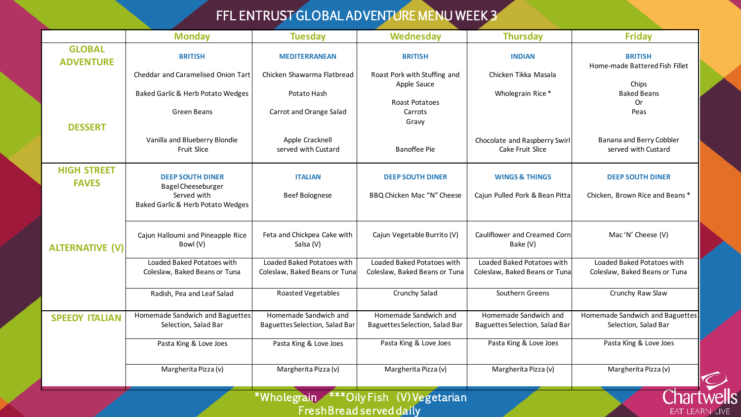# FFL ENTRUST GLOBAL ADVENTURE MENU WEEK 3

| | Monday | Tuesday | Wednesday | Thursday | Friday |
|---|---|---|---|---|---|
| **GLOBAL ADVENTURE** | **BRITISH**<br>Cheddar and Caramelised Onion Tart<br>Baked Garlic & Herb Potato Wedges<br>Green Beans | **MEDITERRANEAN**<br>Chicken Shawarma Flatbread<br>Potato Hash<br>Carrot and Orange Salad | **BRITISH**<br>Roast Pork with Stuffing and Apple Sauce<br>Roast Potatoes<br>Carrots<br>Gravy | **INDIAN**<br>Chicken Tikka Masala<br>Wholegrain Rice * | **BRITISH**<br>Home-made Battered Fish Fillet<br>Chips<br>Baked Beans<br>Or<br>Peas |
| **DESSERT** | Vanilla and Blueberry Blondie Fruit Slice | Apple Cracknell served with Custard | Banoffee Pie | Chocolate and Raspberry Swirl Cake Fruit Slice | Banana and Berry Cobbler served with Custard |
| **HIGH STREET FAVES** | **DEEP SOUTH DINER**<br>Bagel Cheeseburger Served with Baked Garlic & Herb Potato Wedges | **ITALIAN**<br>Beef Bolognese | **DEEP SOUTH DINER**<br>BBQ Chicken Mac "N" Cheese | **WINGS & THINGS**<br>Cajun Pulled Pork & Bean Pitta | **DEEP SOUTH DINER**<br>Chicken, Brown Rice and Beans * |
| **ALTERNATIVE (V)** | Cajun Halloumi and Pineapple Rice Bowl (V) | Feta and Chickpea Cake with Salsa (V) | Cajun Vegetable Burrito (V) | Cauliflower and Creamed Corn Bake (V) | Mac 'N' Cheese (V) |
| | Loaded Baked Potatoes with Coleslaw, Baked Beans or Tuna | Loaded Baked Potatoes with Coleslaw, Baked Beans or Tuna | Loaded Baked Potatoes with Coleslaw, Baked Beans or Tuna | Loaded Baked Potatoes with Coleslaw, Baked Beans or Tuna | Loaded Baked Potatoes with Coleslaw, Baked Beans or Tuna |
| | Radish, Pea and Leaf Salad | Roasted Vegetables | Crunchy Salad | Southern Greens | Crunchy Raw Slaw |
| **SPEEDY ITALIAN** | Homemade Sandwich and Baguettes Selection, Salad Bar | Homemade Sandwich and Baguettes Selection, Salad Bar | Homemade Sandwich and Baguettes Selection, Salad Bar | Homemade Sandwich and Baguettes Selection, Salad Bar | Homemade Sandwich and Baguettes Selection, Salad Bar |
| | Pasta King & Love Joes | Pasta King & Love Joes | Pasta King & Love Joes | Pasta King & Love Joes | Pasta King & Love Joes |
| | Margherita Pizza (v) | Margherita Pizza (v) | Margherita Pizza (v) | Margherita Pizza (v) | Margherita Pizza (v) |

*Wholegrain ***Oily Fish (V) Vegetarian

Fresh Bread served daily

Chartwells
EAT LEARN LIVE